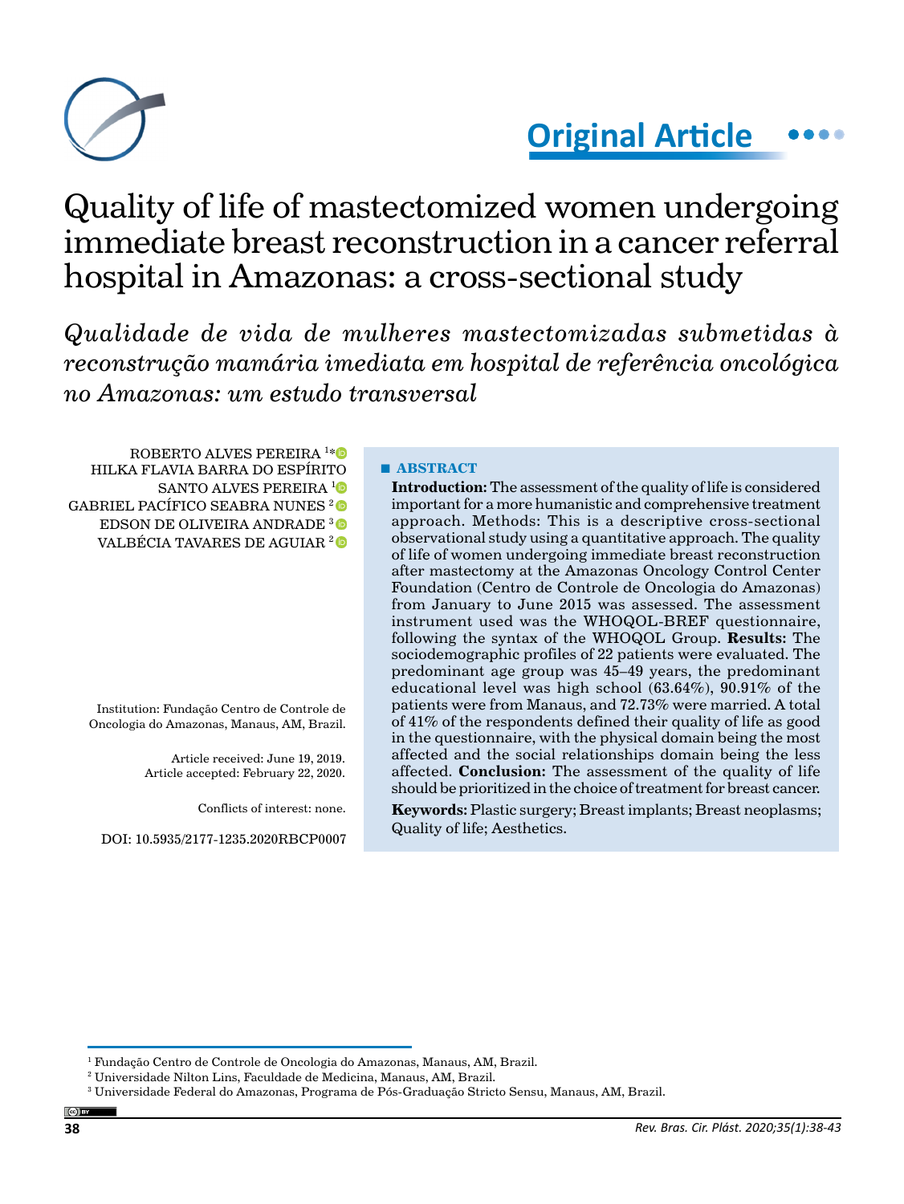Original Article

# Quality of life of mastectomized women undergoing immediate breast reconstruction in a cancer referral hospital in Amazonas: a cross-sectional study

*Qualidade de vida de mulheres mastectomizadas submetidas à reconstrução mamária imediata em hospital de referência oncológica no Amazonas: um estudo transversal*

ROBERTO ALVES PEREIRA [1]*
HILKA FLAVIA BARRA DO ESPÍRITO SANTO ALVES PEREIRA [1]
GABRIEL PACÍFICO SEABRA NUNES [2]
EDSON DE OLIVEIRA ANDRADE [3]
VALBÉCIA TAVARES DE AGUIAR [2]

Institution: Fundação Centro de Controle de Oncologia do Amazonas, Manaus, AM, Brazil.

Article received: June 19, 2019.
Article accepted: February 22, 2020.

Conflicts of interest: none.

DOI: 10.5935/2177-1235.2020RBCP0007

## ABSTRACT

**Introduction:** The assessment of the quality of life is considered important for a more humanistic and comprehensive treatment approach. Methods: This is a descriptive cross-sectional observational study using a quantitative approach. The quality of life of women undergoing immediate breast reconstruction after mastectomy at the Amazonas Oncology Control Center Foundation (Centro de Controle de Oncologia do Amazonas) from January to June 2015 was assessed. The assessment instrument used was the WHOQOL-BREF questionnaire, following the syntax of the WHOQOL Group. **Results:** The sociodemographic profiles of 22 patients were evaluated. The predominant age group was 45–49 years, the predominant educational level was high school (63.64%), 90.91% of the patients were from Manaus, and 72.73% were married. A total of 41% of the respondents defined their quality of life as good in the questionnaire, with the physical domain being the most affected and the social relationships domain being the less affected. **Conclusion:** The assessment of the quality of life should be prioritized in the choice of treatment for breast cancer.

**Keywords:** Plastic surgery; Breast implants; Breast neoplasms; Quality of life; Aesthetics.

[1] Fundação Centro de Controle de Oncologia do Amazonas, Manaus, AM, Brazil.
[2] Universidade Nilton Lins, Faculdade de Medicina, Manaus, AM, Brazil.
[3] Universidade Federal do Amazonas, Programa de Pós-Graduação Stricto Sensu, Manaus, AM, Brazil.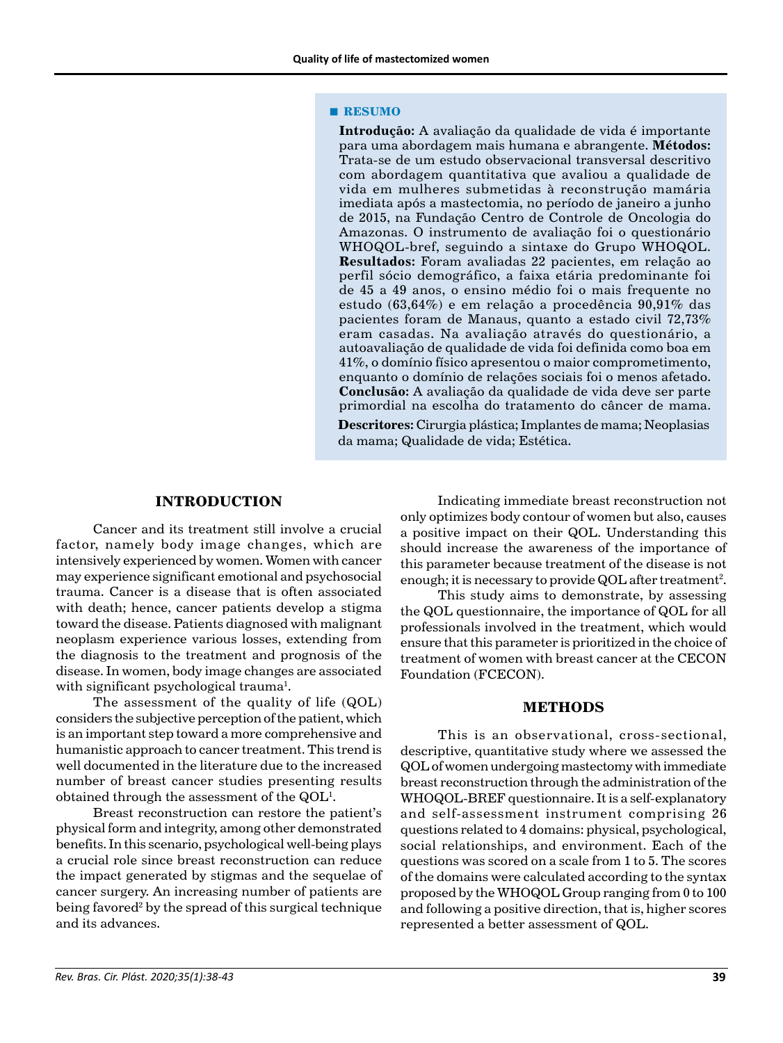## RESUMO

**Introdução:** A avaliação da qualidade de vida é importante para uma abordagem mais humana e abrangente. **Métodos:** Trata-se de um estudo observacional transversal descritivo com abordagem quantitativa que avaliou a qualidade de vida em mulheres submetidas à reconstrução mamária imediata após a mastectomia, no período de janeiro a junho de 2015, na Fundação Centro de Controle de Oncologia do Amazonas. O instrumento de avaliação foi o questionário WHOQOL-bref, seguindo a sintaxe do Grupo WHOQOL. **Resultados:** Foram avaliadas 22 pacientes, em relação ao perfil sócio demográfico, a faixa etária predominante foi de 45 a 49 anos, o ensino médio foi o mais frequente no estudo (63,64%) e em relação a procedência 90,91% das pacientes foram de Manaus, quanto a estado civil 72,73% eram casadas. Na avaliação através do questionário, a autoavaliação de qualidade de vida foi definida como boa em 41%, o domínio físico apresentou o maior comprometimento, enquanto o domínio de relações sociais foi o menos afetado. **Conclusão:** A avaliação da qualidade de vida deve ser parte primordial na escolha do tratamento do câncer de mama.

**Descritores:** Cirurgia plástica; Implantes de mama; Neoplasias da mama; Qualidade de vida; Estética.

## INTRODUCTION

Cancer and its treatment still involve a crucial factor, namely body image changes, which are intensively experienced by women. Women with cancer may experience significant emotional and psychosocial trauma. Cancer is a disease that is often associated with death; hence, cancer patients develop a stigma toward the disease. Patients diagnosed with malignant neoplasm experience various losses, extending from the diagnosis to the treatment and prognosis of the disease. In women, body image changes are associated with significant psychological trauma[1].

The assessment of the quality of life (QOL) considers the subjective perception of the patient, which is an important step toward a more comprehensive and humanistic approach to cancer treatment. This trend is well documented in the literature due to the increased number of breast cancer studies presenting results obtained through the assessment of the QOL[1].

Breast reconstruction can restore the patient's physical form and integrity, among other demonstrated benefits. In this scenario, psychological well-being plays a crucial role since breast reconstruction can reduce the impact generated by stigmas and the sequelae of cancer surgery. An increasing number of patients are being favored[2] by the spread of this surgical technique and its advances.

Indicating immediate breast reconstruction not only optimizes body contour of women but also, causes a positive impact on their QOL. Understanding this should increase the awareness of the importance of this parameter because treatment of the disease is not enough; it is necessary to provide QOL after treatment[2].

This study aims to demonstrate, by assessing the QOL questionnaire, the importance of QOL for all professionals involved in the treatment, which would ensure that this parameter is prioritized in the choice of treatment of women with breast cancer at the CECON Foundation (FCECON).

## METHODS

This is an observational, cross-sectional, descriptive, quantitative study where we assessed the QOL of women undergoing mastectomy with immediate breast reconstruction through the administration of the WHOQOL-BREF questionnaire. It is a self-explanatory and self-assessment instrument comprising 26 questions related to 4 domains: physical, psychological, social relationships, and environment. Each of the questions was scored on a scale from 1 to 5. The scores of the domains were calculated according to the syntax proposed by the WHOQOL Group ranging from 0 to 100 and following a positive direction, that is, higher scores represented a better assessment of QOL.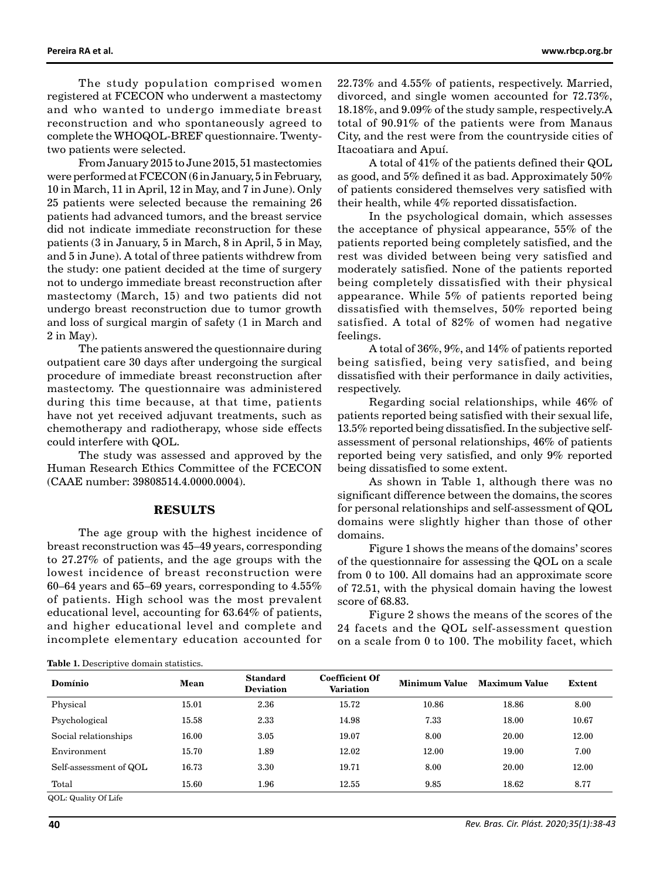The study population comprised women registered at FCECON who underwent a mastectomy and who wanted to undergo immediate breast reconstruction and who spontaneously agreed to complete the WHOQOL-BREF questionnaire. Twenty-two patients were selected.

From January 2015 to June 2015, 51 mastectomies were performed at FCECON (6 in January, 5 in February, 10 in March, 11 in April, 12 in May, and 7 in June). Only 25 patients were selected because the remaining 26 patients had advanced tumors, and the breast service did not indicate immediate reconstruction for these patients (3 in January, 5 in March, 8 in April, 5 in May, and 5 in June). A total of three patients withdrew from the study: one patient decided at the time of surgery not to undergo immediate breast reconstruction after mastectomy (March, 15) and two patients did not undergo breast reconstruction due to tumor growth and loss of surgical margin of safety (1 in March and 2 in May).

The patients answered the questionnaire during outpatient care 30 days after undergoing the surgical procedure of immediate breast reconstruction after mastectomy. The questionnaire was administered during this time because, at that time, patients have not yet received adjuvant treatments, such as chemotherapy and radiotherapy, whose side effects could interfere with QOL.

The study was assessed and approved by the Human Research Ethics Committee of the FCECON (CAAE number: 39808514.4.0000.0004).

## RESULTS

The age group with the highest incidence of breast reconstruction was 45–49 years, corresponding to 27.27% of patients, and the age groups with the lowest incidence of breast reconstruction were 60–64 years and 65–69 years, corresponding to 4.55% of patients. High school was the most prevalent educational level, accounting for 63.64% of patients, and higher educational level and complete and incomplete elementary education accounted for 22.73% and 4.55% of patients, respectively. Married, divorced, and single women accounted for 72.73%, 18.18%, and 9.09% of the study sample, respectively.A total of 90.91% of the patients were from Manaus City, and the rest were from the countryside cities of Itacoatiara and Apuí.

A total of 41% of the patients defined their QOL as good, and 5% defined it as bad. Approximately 50% of patients considered themselves very satisfied with their health, while 4% reported dissatisfaction.

In the psychological domain, which assesses the acceptance of physical appearance, 55% of the patients reported being completely satisfied, and the rest was divided between being very satisfied and moderately satisfied. None of the patients reported being completely dissatisfied with their physical appearance. While 5% of patients reported being dissatisfied with themselves, 50% reported being satisfied. A total of 82% of women had negative feelings.

A total of 36%, 9%, and 14% of patients reported being satisfied, being very satisfied, and being dissatisfied with their performance in daily activities, respectively.

Regarding social relationships, while 46% of patients reported being satisfied with their sexual life, 13.5% reported being dissatisfied. In the subjective self-assessment of personal relationships, 46% of patients reported being very satisfied, and only 9% reported being dissatisfied to some extent.

As shown in Table 1, although there was no significant difference between the domains, the scores for personal relationships and self-assessment of QOL domains were slightly higher than those of other domains.

Figure 1 shows the means of the domains' scores of the questionnaire for assessing the QOL on a scale from 0 to 100. All domains had an approximate score of 72.51, with the physical domain having the lowest score of 68.83.

Figure 2 shows the means of the scores of the 24 facets and the QOL self-assessment question on a scale from 0 to 100. The mobility facet, which

**Table 1.** Descriptive domain statistics.

| Domínio | Mean | Standard Deviation | Coefficient Of Variation | Minimum Value | Maximum Value | Extent |
|---|---|---|---|---|---|---|
| Physical | 15.01 | 2.36 | 15.72 | 10.86 | 18.86 | 8.00 |
| Psychological | 15.58 | 2.33 | 14.98 | 7.33 | 18.00 | 10.67 |
| Social relationships | 16.00 | 3.05 | 19.07 | 8.00 | 20.00 | 12.00 |
| Environment | 15.70 | 1.89 | 12.02 | 12.00 | 19.00 | 7.00 |
| Self-assessment of QOL | 16.73 | 3.30 | 19.71 | 8.00 | 20.00 | 12.00 |
| Total | 15.60 | 1.96 | 12.55 | 9.85 | 18.62 | 8.77 |

QOL: Quality Of Life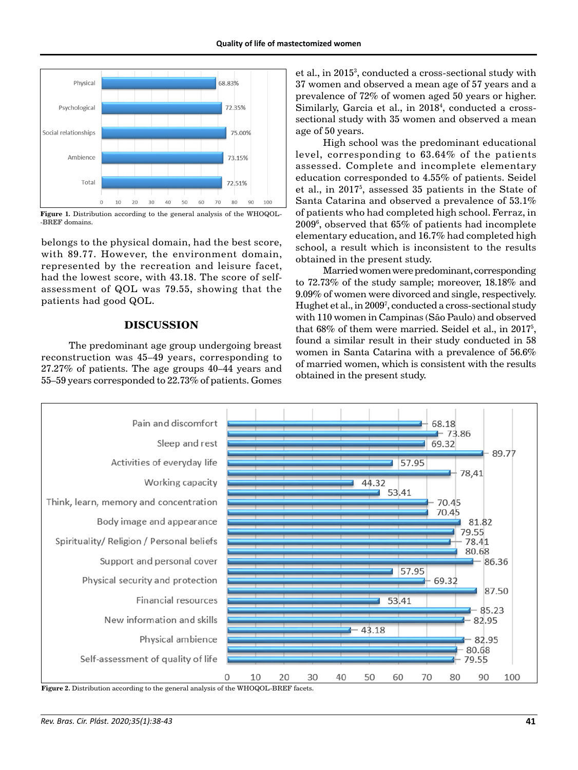Figure 1. Distribution according to the general analysis of the WHOQOL-BREF domains.

belongs to the physical domain, had the best score, with 89.77. However, the environment domain, represented by the recreation and leisure facet, had the lowest score, with 43.18. The score of self-assessment of QOL was 79.55, showing that the patients had good QOL.

## DISCUSSION

The predominant age group undergoing breast reconstruction was 45–49 years, corresponding to 27.27% of patients. The age groups 40–44 years and 55–59 years corresponded to 22.73% of patients. Gomes et al., in 2015[3], conducted a cross-sectional study with 37 women and observed a mean age of 57 years and a prevalence of 72% of women aged 50 years or higher. Similarly, Garcia et al., in 2018[4], conducted a cross-sectional study with 35 women and observed a mean age of 50 years.

High school was the predominant educational level, corresponding to 63.64% of the patients assessed. Complete and incomplete elementary education corresponded to 4.55% of patients. Seidel et al., in 2017[5], assessed 35 patients in the State of Santa Catarina and observed a prevalence of 53.1% of patients who had completed high school. Ferraz, in 2009[6], observed that 65% of patients had incomplete elementary education, and 16.7% had completed high school, a result which is inconsistent to the results obtained in the present study.

Married women were predominant, corresponding to 72.73% of the study sample; moreover, 18.18% and 9.09% of women were divorced and single, respectively. Hughet et al., in 2009[7], conducted a cross-sectional study with 110 women in Campinas (São Paulo) and observed that 68% of them were married. Seidel et al., in 2017[5], found a similar result in their study conducted in 58 women in Santa Catarina with a prevalence of 56.6% of married women, which is consistent with the results obtained in the present study.

Figure 2. Distribution according to the general analysis of the WHOQOL-BREF facets.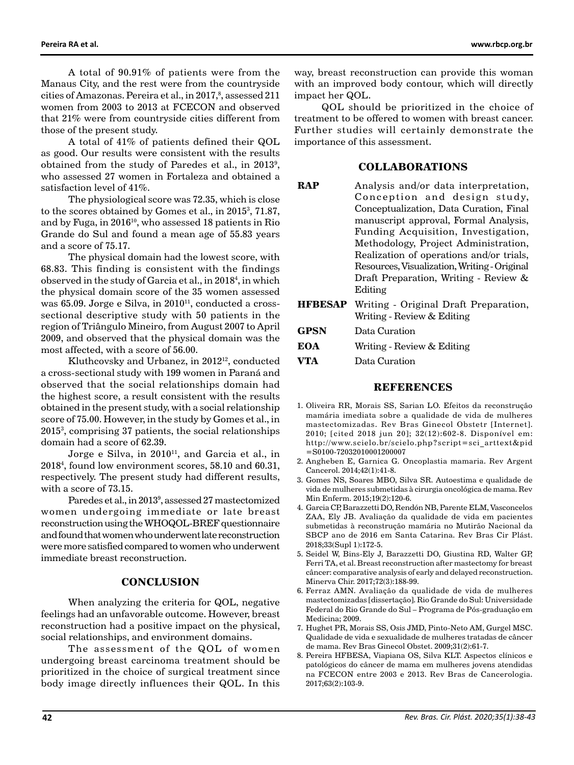A total of 90.91% of patients were from the Manaus City, and the rest were from the countryside cities of Amazonas. Pereira et al., in 2017,[8], assessed 211 women from 2003 to 2013 at FCECON and observed that 21% were from countryside cities different from those of the present study.

A total of 41% of patients defined their QOL as good. Our results were consistent with the results obtained from the study of Paredes et al., in 2013[9], who assessed 27 women in Fortaleza and obtained a satisfaction level of 41%.

The physiological score was 72.35, which is close to the scores obtained by Gomes et al., in 2015[3], 71.87, and by Fuga, in 2016[10], who assessed 18 patients in Rio Grande do Sul and found a mean age of 55.83 years and a score of 75.17.

The physical domain had the lowest score, with 68.83. This finding is consistent with the findings observed in the study of Garcia et al., in 2018[4], in which the physical domain score of the 35 women assessed was 65.09. Jorge e Silva, in 2010[11], conducted a cross-sectional descriptive study with 50 patients in the region of Triângulo Mineiro, from August 2007 to April 2009, and observed that the physical domain was the most affected, with a score of 56.00.

Kluthcovsky and Urbanez, in 2012[12], conducted a cross-sectional study with 199 women in Paraná and observed that the social relationships domain had the highest score, a result consistent with the results obtained in the present study, with a social relationship score of 75.00. However, in the study by Gomes et al., in 2015[3], comprising 37 patients, the social relationships domain had a score of 62.39.

Jorge e Silva, in 2010[11], and Garcia et al., in 2018[4], found low environment scores, 58.10 and 60.31, respectively. The present study had different results, with a score of 73.15.

Paredes et al., in 2013[9], assessed 27 mastectomized women undergoing immediate or late breast reconstruction using the WHOQOL-BREF questionnaire and found that women who underwent late reconstruction were more satisfied compared to women who underwent immediate breast reconstruction.

## CONCLUSION

When analyzing the criteria for QOL, negative feelings had an unfavorable outcome. However, breast reconstruction had a positive impact on the physical, social relationships, and environment domains.

The assessment of the QOL of women undergoing breast carcinoma treatment should be prioritized in the choice of surgical treatment since body image directly influences their QOL. In this way, breast reconstruction can provide this woman with an improved body contour, which will directly impact her QOL.

QOL should be prioritized in the choice of treatment to be offered to women with breast cancer. Further studies will certainly demonstrate the importance of this assessment.

## COLLABORATIONS

| | |
|---|---|
| **RAP** | Analysis and/or data interpretation, Conception and design study, Conceptualization, Data Curation, Final manuscript approval, Formal Analysis, Funding Acquisition, Investigation, Methodology, Project Administration, Realization of operations and/or trials, Resources, Visualization, Writing - Original Draft Preparation, Writing - Review & Editing |
| **HFBESAP** | Writing - Original Draft Preparation, Writing - Review & Editing |
| **GPSN** | Data Curation |
| **EOA** | Writing - Review & Editing |
| **VTA** | Data Curation |

## REFERENCES

1. Oliveira RR, Morais SS, Sarian LO. Efeitos da reconstrução mamária imediata sobre a qualidade de vida de mulheres mastectomizadas. Rev Bras Ginecol Obstetr [Internet]. 2010; [cited 2018 jun 20]; 32(12):602-8. Disponível em: http://www.scielo.br/scielo.php?script=sci_arttext&pid=S0100-72032010001200007
2. Angheben E, Garnica G. Oncoplastia mamaria. Rev Argent Cancerol. 2014;42(1):41-8.
3. Gomes NS, Soares MBO, Silva SR. Autoestima e qualidade de vida de mulheres submetidas à cirurgia oncológica de mama. Rev Min Enferm. 2015;19(2):120-6.
4. Garcia CP, Barazzetti DO, Rendón NB, Parente ELM, Vasconcelos ZAA, Ely JB. Avaliação da qualidade de vida em pacientes submetidas à reconstrução mamária no Mutirão Nacional da SBCP ano de 2016 em Santa Catarina. Rev Bras Cir Plást. 2018;33(Supl 1):172-5.
5. Seidel W, Bins-Ely J, Barazzetti DO, Giustina RD, Walter GP, Ferri TA, et al. Breast reconstruction after mastectomy for breast câncer: comparative analysis of early and delayed reconstruction. Minerva Chir. 2017;72(3):188-99.
6. Ferraz AMN. Avaliação da qualidade de vida de mulheres mastectomizadas [dissertação]. Rio Grande do Sul: Universidade Federal do Rio Grande do Sul – Programa de Pós-graduação em Medicina; 2009.
7. Hughet PR, Morais SS, Osis JMD, Pinto-Neto AM, Gurgel MSC. Qualidade de vida e sexualidade de mulheres tratadas de câncer de mama. Rev Bras Ginecol Obstet. 2009;31(2):61-7.
8. Pereira HFBESA, Viapiana OS, Silva KLT. Aspectos clínicos e patológicos do câncer de mama em mulheres jovens atendidas na FCECON entre 2003 e 2013. Rev Bras de Cancerologia. 2017;63(2):103-9.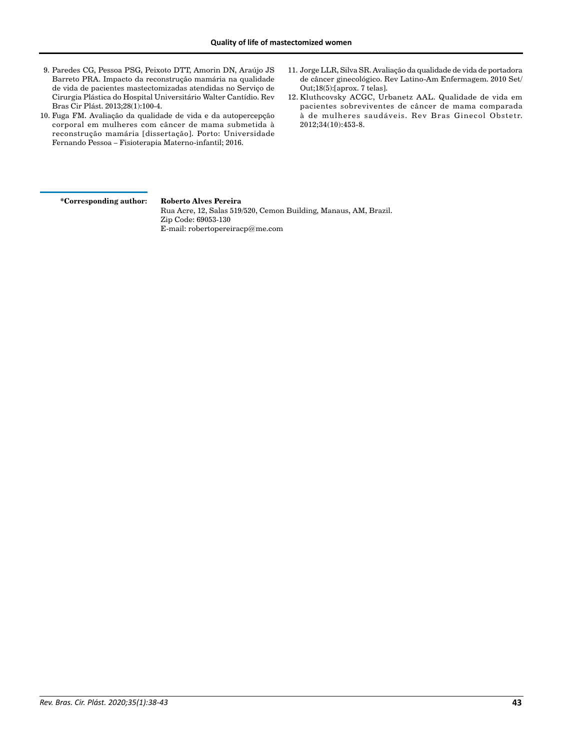9. Paredes CG, Pessoa PSG, Peixoto DTT, Amorin DN, Araújo JS Barreto PRA. Impacto da reconstrução mamária na qualidade de vida de pacientes mastectomizadas atendidas no Serviço de Cirurgia Plástica do Hospital Universitário Walter Cantídio. Rev Bras Cir Plást. 2013;28(1):100-4.
10. Fuga FM. Avaliação da qualidade de vida e da autopercepção corporal em mulheres com câncer de mama submetida à reconstrução mamária [dissertação]. Porto: Universidade Fernando Pessoa – Fisioterapia Materno-infantil; 2016.
11. Jorge LLR, Silva SR. Avaliação da qualidade de vida de portadora de câncer ginecológico. Rev Latino-Am Enfermagem. 2010 Set/Out;18(5):[aprox. 7 telas].
12. Kluthcovsky ACGC, Urbanetz AAL. Qualidade de vida em pacientes sobreviventes de câncer de mama comparada à de mulheres saudáveis. Rev Bras Ginecol Obstetr. 2012;34(10):453-8.

**\*Corresponding author:** **Roberto Alves Pereira**
Rua Acre, 12, Salas 519/520, Cemon Building, Manaus, AM, Brazil.
Zip Code: 69053-130
E-mail: robertopereiracp@me.com